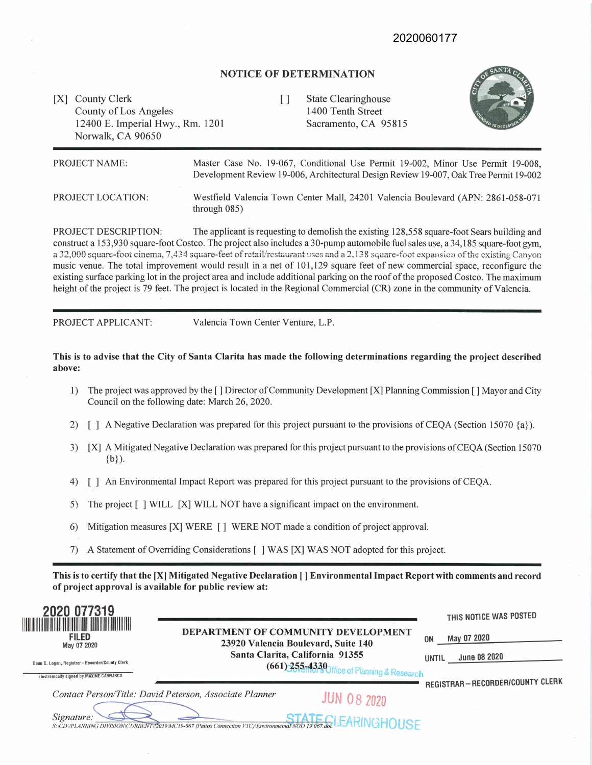2020060177

# NOTICE OF DETERMINATION

[X] County Clerk
County of Los Angeles
12400 E. Imperial Hwy., Rm. 1201
Norwalk, CA 90650

[ ] State Clearinghouse
1400 Tenth Street
Sacramento, CA 95815

PROJECT NAME: Master Case No. 19-067, Conditional Use Permit 19-002, Minor Use Permit 19-008, Development Review 19-006, Architectural Design Review 19-007, Oak Tree Permit 19-002

PROJECT LOCATION: Westfield Valencia Town Center Mall, 24201 Valencia Boulevard (APN: 2861-058-071 through 085)

PROJECT DESCRIPTION: The applicant is requesting to demolish the existing 128,558 square-foot Sears building and construct a 153,930 square-foot Costco. The project also includes a 30-pump automobile fuel sales use, a 34,185 square-foot gym, a 32,000 square-foot cinema, 7,434 square-feet of retail/restaurant uses and a 2,138 square-foot expansion of the existing Canyon music venue. The total improvement would result in a net of 101,129 square feet of new commercial space, reconfigure the existing surface parking lot in the project area and include additional parking on the roof of the proposed Costco. The maximum height of the project is 79 feet. The project is located in the Regional Commercial (CR) zone in the community of Valencia.

PROJECT APPLICANT: Valencia Town Center Venture, L.P.

**This is to advise that the City of Santa Clarita has made the following determinations regarding the project described above:**

1) The project was approved by the [ ] Director of Community Development [X] Planning Commission [ ] Mayor and City Council on the following date: March 26, 2020.

2) [ ] A Negative Declaration was prepared for this project pursuant to the provisions of CEQA (Section 15070 {a}).

3) [X] A Mitigated Negative Declaration was prepared for this project pursuant to the provisions of CEQA (Section 15070 {b}).

4) [ ] An Environmental Impact Report was prepared for this project pursuant to the provisions of CEQA.

5) The project [ ] WILL [X] WILL NOT have a significant impact on the environment.

6) Mitigation measures [X] WERE [ ] WERE NOT made a condition of project approval.

7) A Statement of Overriding Considerations [ ] WAS [X] WAS NOT adopted for this project.

**This is to certify that the [X] Mitigated Negative Declaration [ ] Environmental Impact Report with comments and record of project approval is available for public review at:**

2020 077319
FILED
May 07 2020
Dean C. Logan, Registrar – Recorder/County Clerk
Electronically signed by MAXINE CARRASCO

**DEPARTMENT OF COMMUNITY DEVELOPMENT**
**23920 Valencia Boulevard, Suite 140**
**Santa Clarita, California 91355**
**(661) 255-4330**

THIS NOTICE WAS POSTED
ON May 07 2020
UNTIL June 08 2020
REGISTRAR – RECORDER/COUNTY CLERK

Governor's Office of Planning & Research
JUN 08 2020
STATE CLEARINGHOUSE

*Contact Person/Title: David Peterson, Associate Planner*

*Signature:*

S:\CD\PLANNING DIVISION\CURRENT\2019\MC19-067 (Patios Connection VTC)\Environmental\NOD 19 067.doc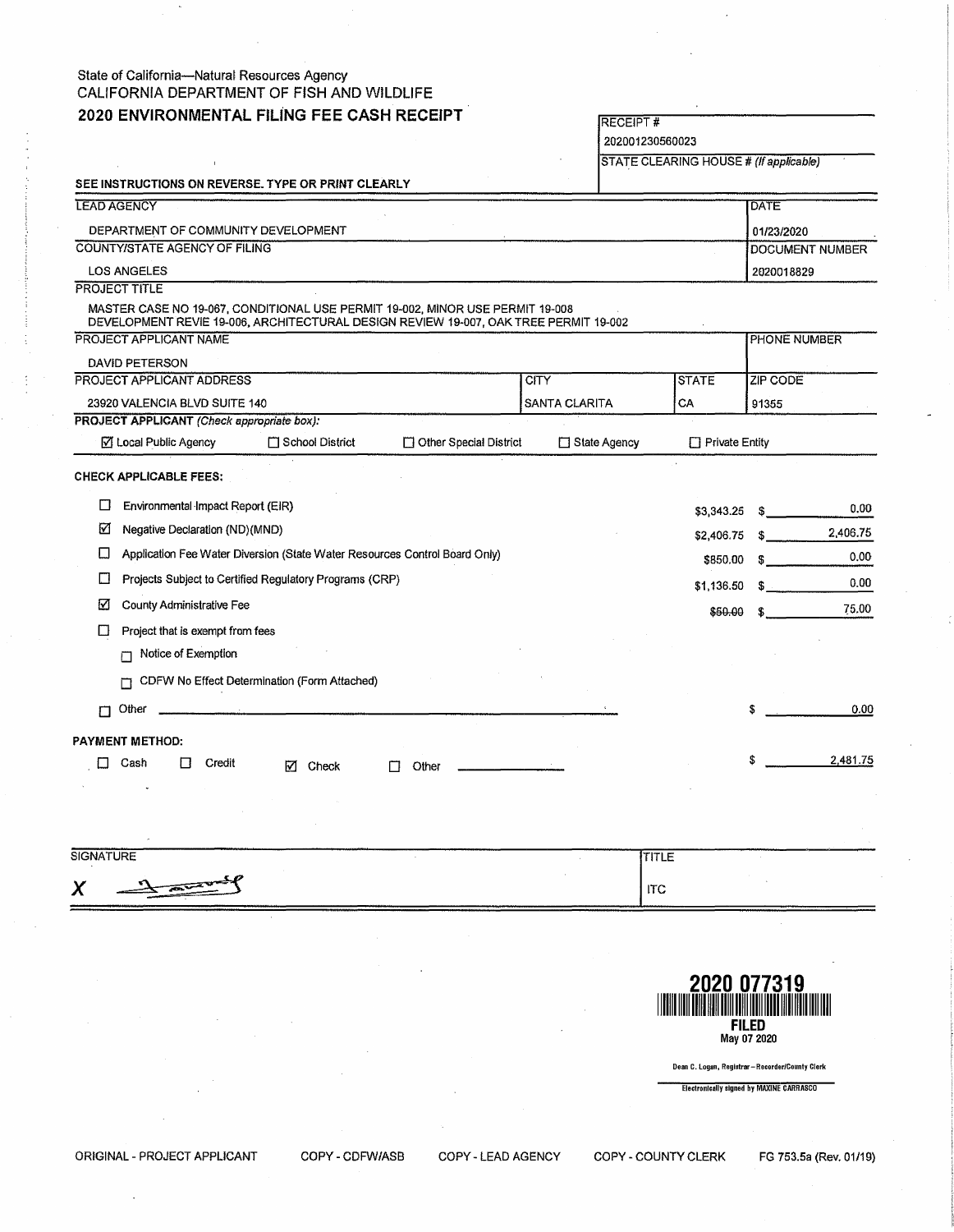State of California—Natural Resources Agency
CALIFORNIA DEPARTMENT OF FISH AND WILDLIFE

# 2020 ENVIRONMENTAL FILING FEE CASH RECEIPT

RECEIPT #
202001230560023

STATE CLEARING HOUSE # *(If applicable)*

**SEE INSTRUCTIONS ON REVERSE. TYPE OR PRINT CLEARLY**

| LEAD AGENCY | DATE |
|---|---|
| DEPARTMENT OF COMMUNITY DEVELOPMENT | 01/23/2020 |
| **COUNTY/STATE AGENCY OF FILING** | **DOCUMENT NUMBER** |
| LOS ANGELES | 2020018829 |

PROJECT TITLE

MASTER CASE NO 19-067, CONDITIONAL USE PERMIT 19-002, MINOR USE PERMIT 19-008
DEVELOPMENT REVIE 19-006, ARCHITECTURAL DESIGN REVIEW 19-007, OAK TREE PERMIT 19-002

| PROJECT APPLICANT NAME | | | PHONE NUMBER |
|---|---|---|---|
| DAVID PETERSON | | | |
| **PROJECT APPLICANT ADDRESS** | **CITY** | **STATE** | **ZIP CODE** |
| 23920 VALENCIA BLVD SUITE 140 | SANTA CLARITA | CA | 91355 |

**PROJECT APPLICANT** *(Check appropriate box):*

☑ Local Public Agency ☐ School District ☐ Other Special District ☐ State Agency ☐ Private Entity

**CHECK APPLICABLE FEES:**

| | Fee | | Amount |
|---|---|---|---|
| ☐ | Environmental Impact Report (EIR) | $3,343.25 | $ 0.00 |
| ☑ | Negative Declaration (ND)(MND) | $2,406.75 | $ 2,406.75 |
| ☐ | Application Fee Water Diversion (State Water Resources Control Board Only) | $850.00 | $ 0.00 |
| ☐ | Projects Subject to Certified Regulatory Programs (CRP) | $1,136.50 | $ 0.00 |
| ☑ | County Administrative Fee | ~~$50.00~~ | $ 75.00 |
| ☐ | Project that is exempt from fees | | |
| | ☐ Notice of Exemption | | |
| | ☐ CDFW No Effect Determination (Form Attached) | | |
| ☐ | Other | | $ 0.00 |

**PAYMENT METHOD:**

☐ Cash ☐ Credit ☑ Check ☐ Other $ 2,481.75

| SIGNATURE | TITLE |
|---|---|
| X [signature] | ITC |

2020 077319
FILED
May 07 2020

Dean C. Logan, Registrar – Recorder/County Clerk

Electronically signed by MAXINE CARRASCO

ORIGINAL - PROJECT APPLICANT COPY - CDFW/ASB COPY - LEAD AGENCY COPY - COUNTY CLERK FG 753.5a (Rev. 01/19)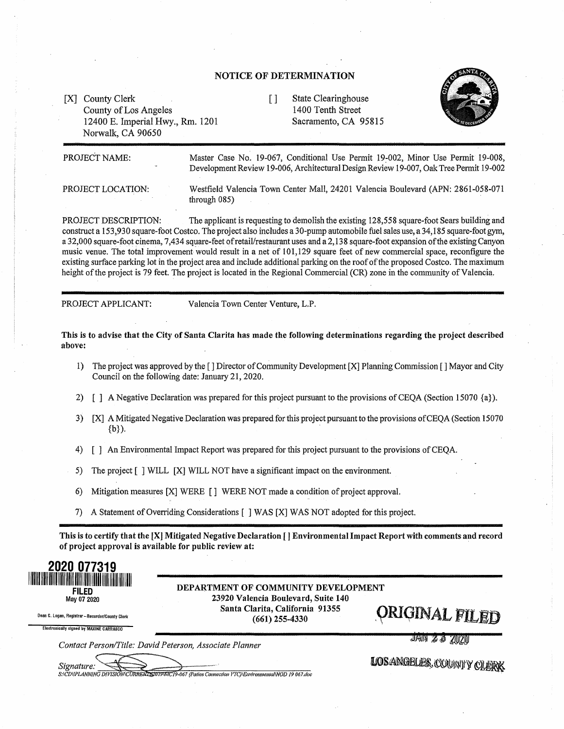# NOTICE OF DETERMINATION

[X] County Clerk
County of Los Angeles
12400 E. Imperial Hwy., Rm. 1201
Norwalk, CA 90650

[ ] State Clearinghouse
1400 Tenth Street
Sacramento, CA 95815

PROJECT NAME: Master Case No. 19-067, Conditional Use Permit 19-002, Minor Use Permit 19-008, Development Review 19-006, Architectural Design Review 19-007, Oak Tree Permit 19-002

PROJECT LOCATION: Westfield Valencia Town Center Mall, 24201 Valencia Boulevard (APN: 2861-058-071 through 085)

PROJECT DESCRIPTION: The applicant is requesting to demolish the existing 128,558 square-foot Sears building and construct a 153,930 square-foot Costco. The project also includes a 30-pump automobile fuel sales use, a 34,185 square-foot gym, a 32,000 square-foot cinema, 7,434 square-feet of retail/restaurant uses and a 2,138 square-foot expansion of the existing Canyon music venue. The total improvement would result in a net of 101,129 square feet of new commercial space, reconfigure the existing surface parking lot in the project area and include additional parking on the roof of the proposed Costco. The maximum height of the project is 79 feet. The project is located in the Regional Commercial (CR) zone in the community of Valencia.

PROJECT APPLICANT: Valencia Town Center Venture, L.P.

**This is to advise that the City of Santa Clarita has made the following determinations regarding the project described above:**

1) The project was approved by the [ ] Director of Community Development [X] Planning Commission [ ] Mayor and City Council on the following date: January 21, 2020.
2) [ ] A Negative Declaration was prepared for this project pursuant to the provisions of CEQA (Section 15070 {a}).
3) [X] A Mitigated Negative Declaration was prepared for this project pursuant to the provisions of CEQA (Section 15070 {b}).
4) [ ] An Environmental Impact Report was prepared for this project pursuant to the provisions of CEQA.
5) The project [ ] WILL [X] WILL NOT have a significant impact on the environment.
6) Mitigation measures [X] WERE [ ] WERE NOT made a condition of project approval.
7) A Statement of Overriding Considerations [ ] WAS [X] WAS NOT adopted for this project.

**This is to certify that the [X] Mitigated Negative Declaration [ ] Environmental Impact Report with comments and record of project approval is available for public review at:**

**2020 077319**
**FILED**
May 07 2020
Dean C. Logan, Registrar – Recorder/County Clerk
Electronically signed by MAXINE CARRASCO

**DEPARTMENT OF COMMUNITY DEVELOPMENT**
**23920 Valencia Boulevard, Suite 140**
**Santa Clarita, California 91355**
**(661) 255-4330**

ORIGINAL FILED
JAN 23 2020
LOS ANGELES, COUNTY CLERK

*Contact Person/Title: David Peterson, Associate Planner*

*Signature:*

S:\CD\PLANNING DIVISION\CURRENT\2019\MC19-067 (Patios Connection VTC)\Environmental\NOD 19 067.doc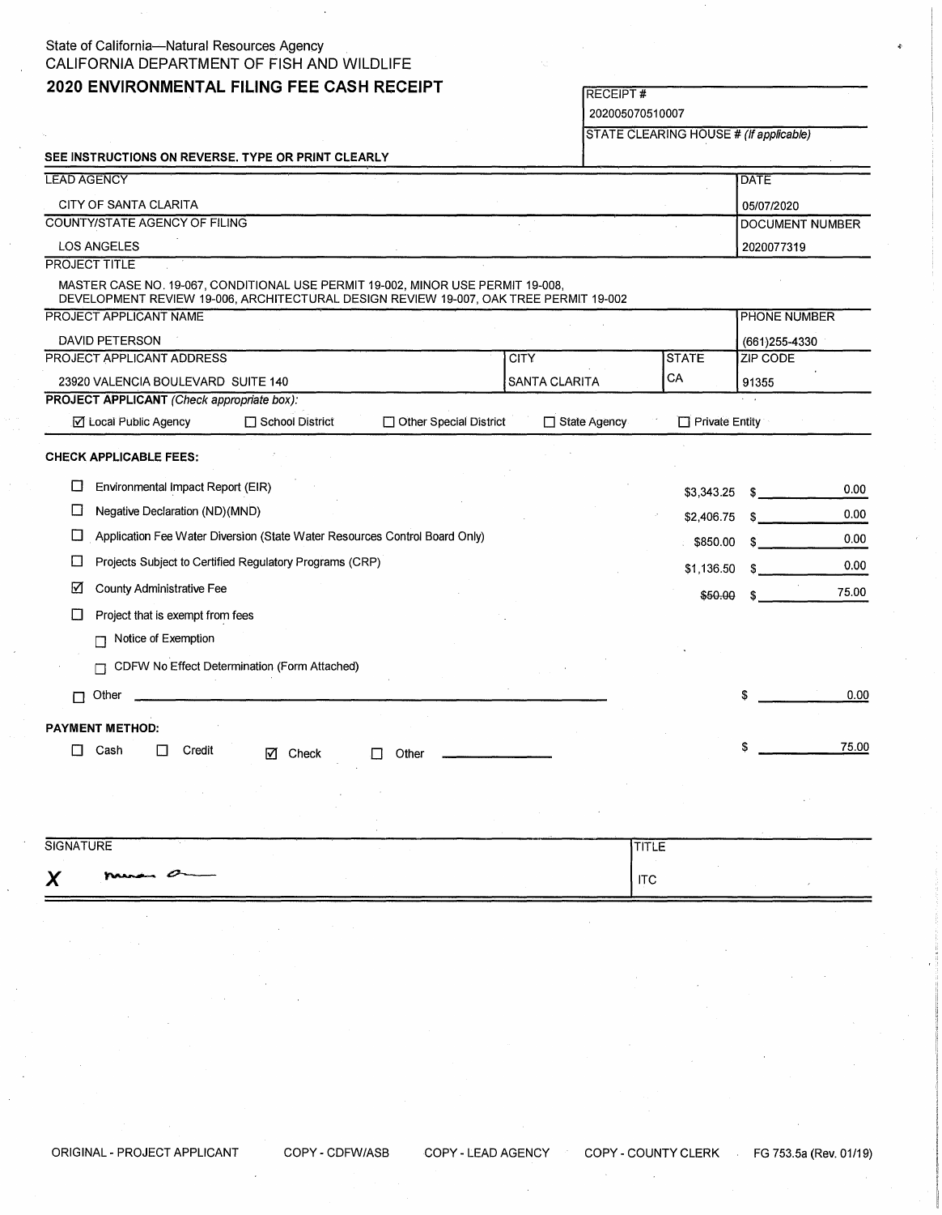State of California—Natural Resources Agency
CALIFORNIA DEPARTMENT OF FISH AND WILDLIFE

## 2020 ENVIRONMENTAL FILING FEE CASH RECEIPT

| | |
|---|---|
| RECEIPT # | 202005070510007 |
| STATE CLEARING HOUSE # *(If applicable)* | |

**SEE INSTRUCTIONS ON REVERSE. TYPE OR PRINT CLEARLY**

| | | | |
|---|---|---|---|
| LEAD AGENCY | CITY OF SANTA CLARITA | DATE | 05/07/2020 |
| COUNTY/STATE AGENCY OF FILING | LOS ANGELES | DOCUMENT NUMBER | 2020077319 |

PROJECT TITLE

MASTER CASE NO. 19-067, CONDITIONAL USE PERMIT 19-002, MINOR USE PERMIT 19-008, DEVELOPMENT REVIEW 19-006, ARCHITECTURAL DESIGN REVIEW 19-007, OAK TREE PERMIT 19-002

| | | | |
|---|---|---|---|
| PROJECT APPLICANT NAME | DAVID PETERSON | PHONE NUMBER | (661)255-4330 |

| PROJECT APPLICANT ADDRESS | CITY | STATE | ZIP CODE |
|---|---|---|---|
| 23920 VALENCIA BOULEVARD SUITE 140 | SANTA CLARITA | CA | 91355 |

**PROJECT APPLICANT** *(Check appropriate box):*

☑ Local Public Agency ☐ School District ☐ Other Special District ☐ State Agency ☐ Private Entity

**CHECK APPLICABLE FEES:**

| | | | |
|---|---|---|---|
| ☐ | Environmental Impact Report (EIR) | $3,343.25 | $ 0.00 |
| ☐ | Negative Declaration (ND)(MND) | $2,406.75 | $ 0.00 |
| ☐ | Application Fee Water Diversion (State Water Resources Control Board Only) | $850.00 | $ 0.00 |
| ☐ | Projects Subject to Certified Regulatory Programs (CRP) | $1,136.50 | $ 0.00 |
| ☑ | County Administrative Fee | ~~$50.00~~ | $ 75.00 |
| ☐ | Project that is exempt from fees | | |
| | ☐ Notice of Exemption | | |
| | ☐ CDFW No Effect Determination (Form Attached) | | |
| ☐ | Other | | $ 0.00 |

**PAYMENT METHOD:**

☐ Cash ☐ Credit ☑ Check ☐ Other $ 75.00

| SIGNATURE | TITLE |
|---|---|
| X *(signature)* | ITC |

ORIGINAL - PROJECT APPLICANT COPY - CDFW/ASB COPY - LEAD AGENCY COPY - COUNTY CLERK FG 753.5a (Rev. 01/19)